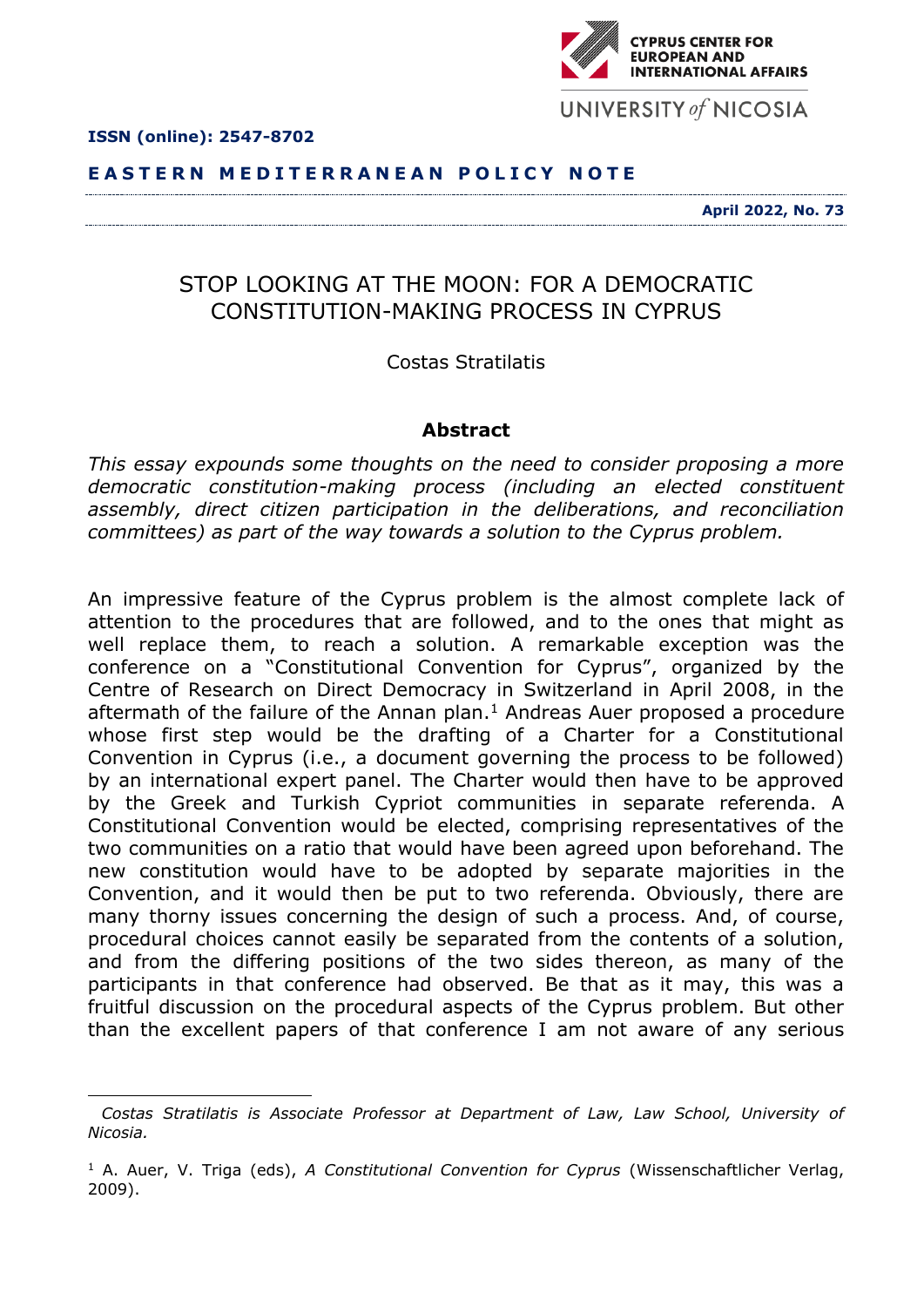CYPRUS CENTER FOR EUROPEAN AND INTERNATIONAL AFFAIRS

UNIVERSITY of NICOSIA

**ISSN (online): 2547-8702**

**EASTERN MEDITERRANEAN POLICY NOTE**

**April 2022, No. 73**

# STOP LOOKING AT THE MOON: FOR A DEMOCRATIC CONSTITUTION-MAKING PROCESS IN CYPRUS

Costas Stratilatis

### Abstract

*This essay expounds some thoughts on the need to consider proposing a more democratic constitution-making process (including an elected constituent assembly, direct citizen participation in the deliberations, and reconciliation committees) as part of the way towards a solution to the Cyprus problem.*

An impressive feature of the Cyprus problem is the almost complete lack of attention to the procedures that are followed, and to the ones that might as well replace them, to reach a solution. A remarkable exception was the conference on a "Constitutional Convention for Cyprus", organized by the Centre of Research on Direct Democracy in Switzerland in April 2008, in the aftermath of the failure of the Annan plan.[1] Andreas Auer proposed a procedure whose first step would be the drafting of a Charter for a Constitutional Convention in Cyprus (i.e., a document governing the process to be followed) by an international expert panel. The Charter would then have to be approved by the Greek and Turkish Cypriot communities in separate referenda. A Constitutional Convention would be elected, comprising representatives of the two communities on a ratio that would have been agreed upon beforehand. The new constitution would have to be adopted by separate majorities in the Convention, and it would then be put to two referenda. Obviously, there are many thorny issues concerning the design of such a process. And, of course, procedural choices cannot easily be separated from the contents of a solution, and from the differing positions of the two sides thereon, as many of the participants in that conference had observed. Be that as it may, this was a fruitful discussion on the procedural aspects of the Cyprus problem. But other than the excellent papers of that conference I am not aware of any serious

---

*Costas Stratilatis is Associate Professor at Department of Law, Law School, University of Nicosia.*

[1] A. Auer, V. Triga (eds), *A Constitutional Convention for Cyprus* (Wissenschaftlicher Verlag, 2009).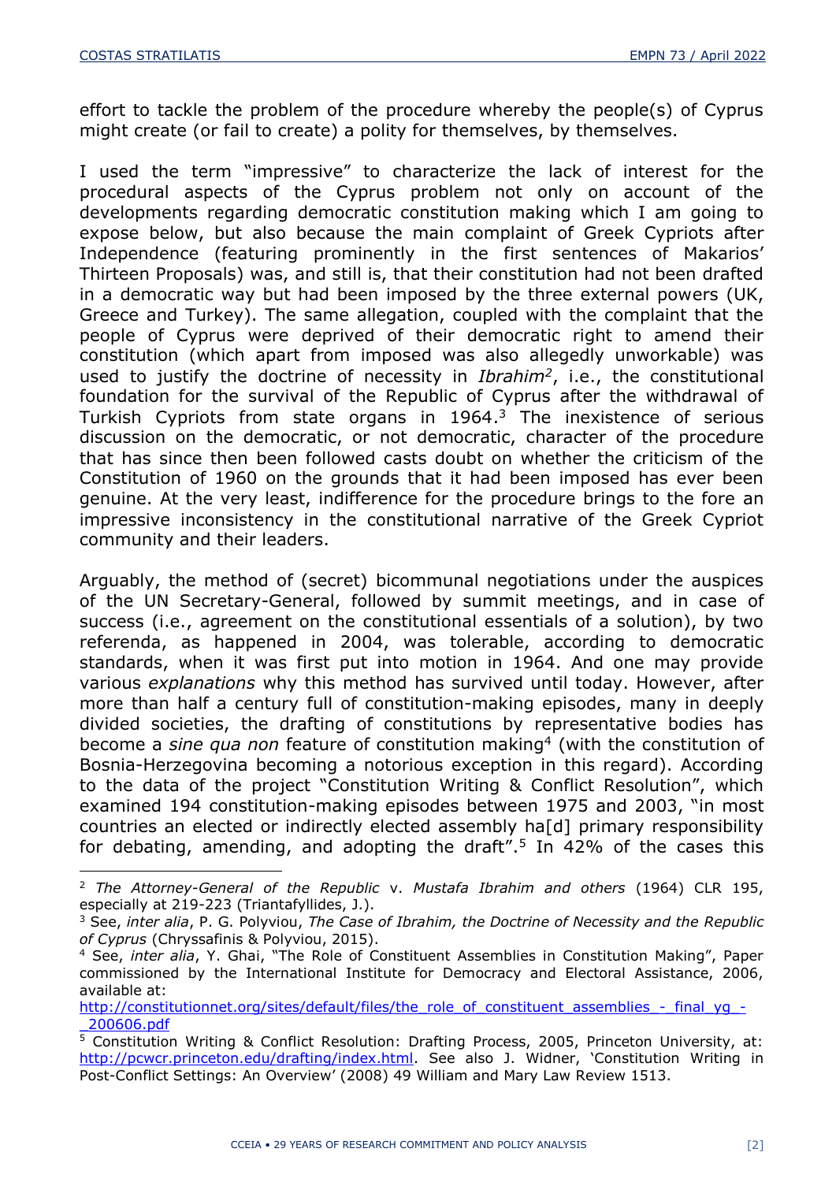effort to tackle the problem of the procedure whereby the people(s) of Cyprus might create (or fail to create) a polity for themselves, by themselves.

I used the term "impressive" to characterize the lack of interest for the procedural aspects of the Cyprus problem not only on account of the developments regarding democratic constitution making which I am going to expose below, but also because the main complaint of Greek Cypriots after Independence (featuring prominently in the first sentences of Makarios' Thirteen Proposals) was, and still is, that their constitution had not been drafted in a democratic way but had been imposed by the three external powers (UK, Greece and Turkey). The same allegation, coupled with the complaint that the people of Cyprus were deprived of their democratic right to amend their constitution (which apart from imposed was also allegedly unworkable) was used to justify the doctrine of necessity in *Ibrahim*[2], i.e., the constitutional foundation for the survival of the Republic of Cyprus after the withdrawal of Turkish Cypriots from state organs in 1964.[3] The inexistence of serious discussion on the democratic, or not democratic, character of the procedure that has since then been followed casts doubt on whether the criticism of the Constitution of 1960 on the grounds that it had been imposed has ever been genuine. At the very least, indifference for the procedure brings to the fore an impressive inconsistency in the constitutional narrative of the Greek Cypriot community and their leaders.

Arguably, the method of (secret) bicommunal negotiations under the auspices of the UN Secretary-General, followed by summit meetings, and in case of success (i.e., agreement on the constitutional essentials of a solution), by two referenda, as happened in 2004, was tolerable, according to democratic standards, when it was first put into motion in 1964. And one may provide various *explanations* why this method has survived until today. However, after more than half a century full of constitution-making episodes, many in deeply divided societies, the drafting of constitutions by representative bodies has become a *sine qua non* feature of constitution making[4] (with the constitution of Bosnia-Herzegovina becoming a notorious exception in this regard). According to the data of the project "Constitution Writing & Conflict Resolution", which examined 194 constitution-making episodes between 1975 and 2003, "in most countries an elected or indirectly elected assembly ha[d] primary responsibility for debating, amending, and adopting the draft".[5] In 42% of the cases this

---

[2] *The Attorney-General of the Republic* v. *Mustafa Ibrahim and others* (1964) CLR 195, especially at 219-223 (Triantafyllides, J.).

[3] See, *inter alia*, P. G. Polyviou, *The Case of Ibrahim, the Doctrine of Necessity and the Republic of Cyprus* (Chryssafinis & Polyviou, 2015).

[4] See, *inter alia*, Y. Ghai, "The Role of Constituent Assemblies in Constitution Making", Paper commissioned by the International Institute for Democracy and Electoral Assistance, 2006, available at: http://constitutionnet.org/sites/default/files/the_role_of_constituent_assemblies_-_final_yg_-_200606.pdf

[5] Constitution Writing & Conflict Resolution: Drafting Process, 2005, Princeton University, at: http://pcwcr.princeton.edu/drafting/index.html. See also J. Widner, 'Constitution Writing in Post-Conflict Settings: An Overview' (2008) 49 William and Mary Law Review 1513.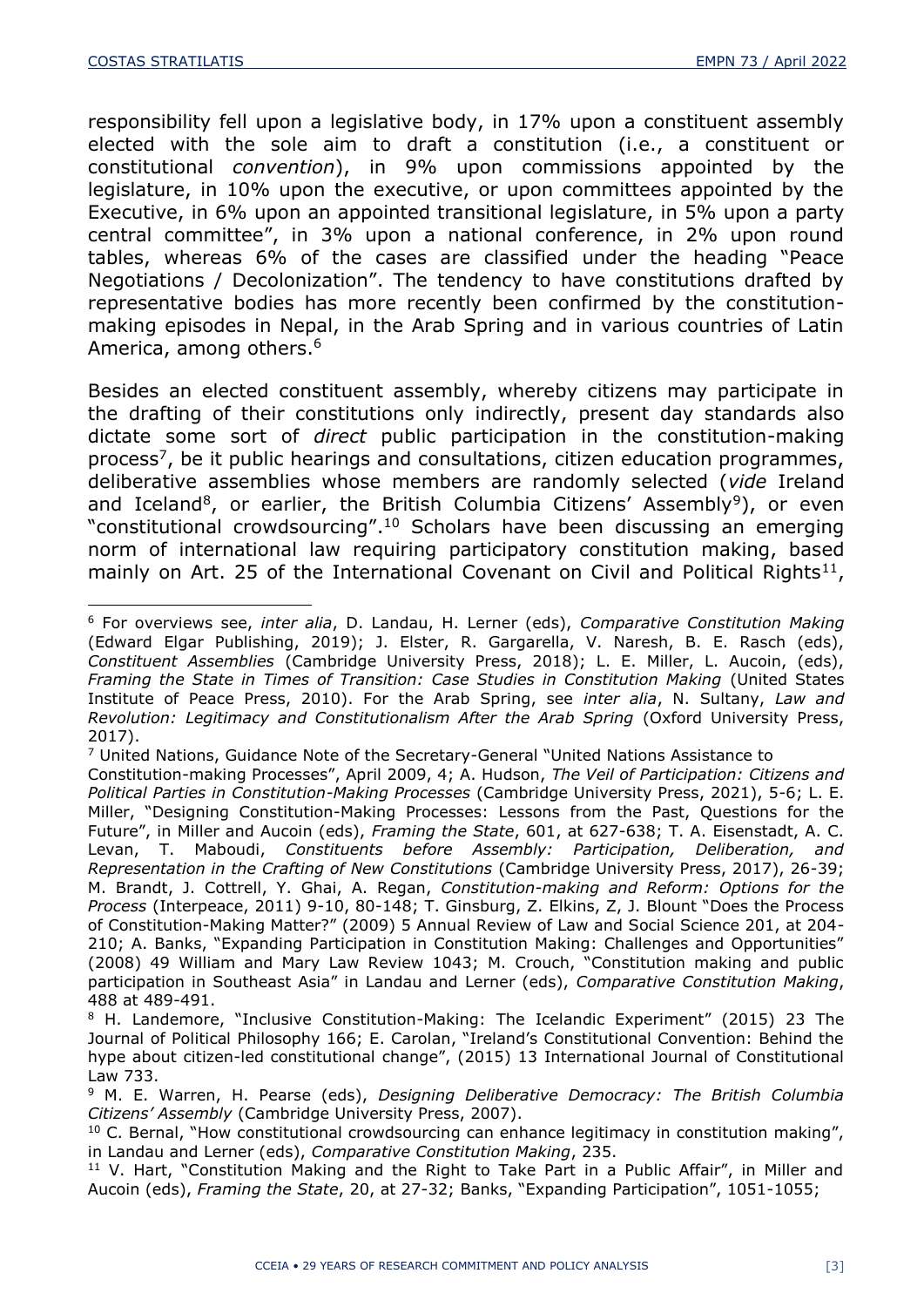responsibility fell upon a legislative body, in 17% upon a constituent assembly elected with the sole aim to draft a constitution (i.e., a constituent or constitutional *convention*), in 9% upon commissions appointed by the legislature, in 10% upon the executive, or upon committees appointed by the Executive, in 6% upon an appointed transitional legislature, in 5% upon a party central committee", in 3% upon a national conference, in 2% upon round tables, whereas 6% of the cases are classified under the heading "Peace Negotiations / Decolonization". The tendency to have constitutions drafted by representative bodies has more recently been confirmed by the constitution-making episodes in Nepal, in the Arab Spring and in various countries of Latin America, among others.[6]

Besides an elected constituent assembly, whereby citizens may participate in the drafting of their constitutions only indirectly, present day standards also dictate some sort of *direct* public participation in the constitution-making process[7], be it public hearings and consultations, citizen education programmes, deliberative assemblies whose members are randomly selected (*vide* Ireland and Iceland[8], or earlier, the British Columbia Citizens' Assembly[9]), or even "constitutional crowdsourcing".[10] Scholars have been discussing an emerging norm of international law requiring participatory constitution making, based mainly on Art. 25 of the International Covenant on Civil and Political Rights[11],

---

[6] For overviews see, *inter alia*, D. Landau, H. Lerner (eds), *Comparative Constitution Making* (Edward Elgar Publishing, 2019); J. Elster, R. Gargarella, V. Naresh, B. E. Rasch (eds), *Constituent Assemblies* (Cambridge University Press, 2018); L. E. Miller, L. Aucoin, (eds), *Framing the State in Times of Transition: Case Studies in Constitution Making* (United States Institute of Peace Press, 2010). For the Arab Spring, see *inter alia*, N. Sultany, *Law and Revolution: Legitimacy and Constitutionalism After the Arab Spring* (Oxford University Press, 2017).

[7] United Nations, Guidance Note of the Secretary-General "United Nations Assistance to Constitution-making Processes", April 2009, 4; A. Hudson, *The Veil of Participation: Citizens and Political Parties in Constitution-Making Processes* (Cambridge University Press, 2021), 5-6; L. E. Miller, "Designing Constitution-Making Processes: Lessons from the Past, Questions for the Future", in Miller and Aucoin (eds), *Framing the State*, 601, at 627-638; T. A. Eisenstadt, A. C. Levan, T. Maboudi, *Constituents before Assembly: Participation, Deliberation, and Representation in the Crafting of New Constitutions* (Cambridge University Press, 2017), 26-39; M. Brandt, J. Cottrell, Y. Ghai, A. Regan, *Constitution-making and Reform: Options for the Process* (Interpeace, 2011) 9-10, 80-148; T. Ginsburg, Z. Elkins, Z, J. Blount "Does the Process of Constitution-Making Matter?" (2009) 5 Annual Review of Law and Social Science 201, at 204-210; A. Banks, "Expanding Participation in Constitution Making: Challenges and Opportunities" (2008) 49 William and Mary Law Review 1043; M. Crouch, "Constitution making and public participation in Southeast Asia" in Landau and Lerner (eds), *Comparative Constitution Making*, 488 at 489-491.

[8] H. Landemore, "Inclusive Constitution-Making: The Icelandic Experiment" (2015) 23 The Journal of Political Philosophy 166; E. Carolan, "Ireland's Constitutional Convention: Behind the hype about citizen-led constitutional change", (2015) 13 International Journal of Constitutional Law 733.

[9] M. E. Warren, H. Pearse (eds), *Designing Deliberative Democracy: The British Columbia Citizens' Assembly* (Cambridge University Press, 2007).

[10] C. Bernal, "How constitutional crowdsourcing can enhance legitimacy in constitution making", in Landau and Lerner (eds), *Comparative Constitution Making*, 235.

[11] V. Hart, "Constitution Making and the Right to Take Part in a Public Affair", in Miller and Aucoin (eds), *Framing the State*, 20, at 27-32; Banks, "Expanding Participation", 1051-1055;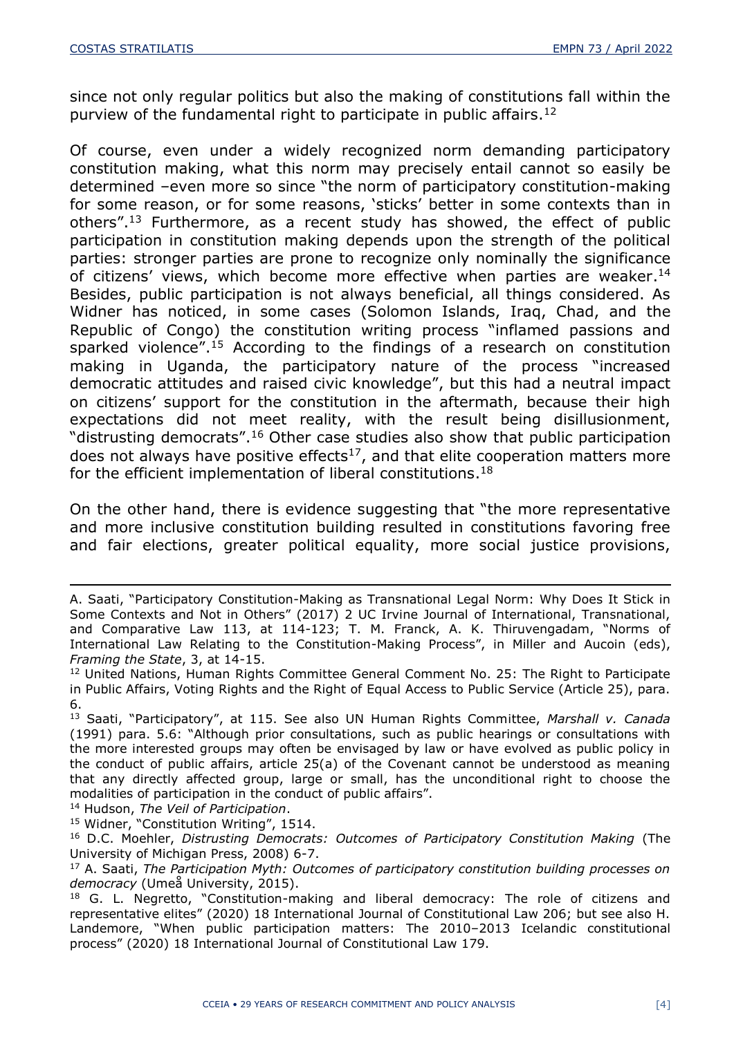since not only regular politics but also the making of constitutions fall within the purview of the fundamental right to participate in public affairs.[12]

Of course, even under a widely recognized norm demanding participatory constitution making, what this norm may precisely entail cannot so easily be determined –even more so since "the norm of participatory constitution-making for some reason, or for some reasons, 'sticks' better in some contexts than in others".[13] Furthermore, as a recent study has showed, the effect of public participation in constitution making depends upon the strength of the political parties: stronger parties are prone to recognize only nominally the significance of citizens' views, which become more effective when parties are weaker.[14] Besides, public participation is not always beneficial, all things considered. As Widner has noticed, in some cases (Solomon Islands, Iraq, Chad, and the Republic of Congo) the constitution writing process "inflamed passions and sparked violence".[15] According to the findings of a research on constitution making in Uganda, the participatory nature of the process "increased democratic attitudes and raised civic knowledge", but this had a neutral impact on citizens' support for the constitution in the aftermath, because their high expectations did not meet reality, with the result being disillusionment, "distrusting democrats".[16] Other case studies also show that public participation does not always have positive effects[17], and that elite cooperation matters more for the efficient implementation of liberal constitutions.[18]

On the other hand, there is evidence suggesting that "the more representative and more inclusive constitution building resulted in constitutions favoring free and fair elections, greater political equality, more social justice provisions,

---

A. Saati, "Participatory Constitution-Making as Transnational Legal Norm: Why Does It Stick in Some Contexts and Not in Others" (2017) 2 UC Irvine Journal of International, Transnational, and Comparative Law 113, at 114-123; T. M. Franck, A. K. Thiruvengadam, "Norms of International Law Relating to the Constitution-Making Process", in Miller and Aucoin (eds), *Framing the State*, 3, at 14-15.

[12] United Nations, Human Rights Committee General Comment No. 25: The Right to Participate in Public Affairs, Voting Rights and the Right of Equal Access to Public Service (Article 25), para. 6.

[13] Saati, "Participatory", at 115. See also UN Human Rights Committee, *Marshall v. Canada* (1991) para. 5.6: "Although prior consultations, such as public hearings or consultations with the more interested groups may often be envisaged by law or have evolved as public policy in the conduct of public affairs, article 25(a) of the Covenant cannot be understood as meaning that any directly affected group, large or small, has the unconditional right to choose the modalities of participation in the conduct of public affairs".

[14] Hudson, *The Veil of Participation*.

[15] Widner, "Constitution Writing", 1514.

[16] D.C. Moehler, *Distrusting Democrats: Outcomes of Participatory Constitution Making* (The University of Michigan Press, 2008) 6-7.

[17] A. Saati, *The Participation Myth: Outcomes of participatory constitution building processes on democracy* (Umeå University, 2015).

[18] G. L. Negretto, "Constitution-making and liberal democracy: The role of citizens and representative elites" (2020) 18 International Journal of Constitutional Law 206; but see also H. Landemore, "When public participation matters: The 2010–2013 Icelandic constitutional process" (2020) 18 International Journal of Constitutional Law 179.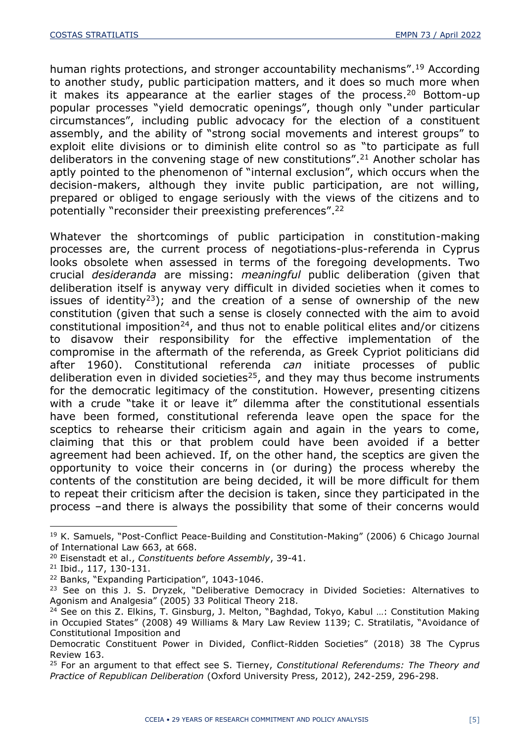human rights protections, and stronger accountability mechanisms".[19] According to another study, public participation matters, and it does so much more when it makes its appearance at the earlier stages of the process.[20] Bottom-up popular processes "yield democratic openings", though only "under particular circumstances", including public advocacy for the election of a constituent assembly, and the ability of "strong social movements and interest groups" to exploit elite divisions or to diminish elite control so as "to participate as full deliberators in the convening stage of new constitutions".[21] Another scholar has aptly pointed to the phenomenon of "internal exclusion", which occurs when the decision-makers, although they invite public participation, are not willing, prepared or obliged to engage seriously with the views of the citizens and to potentially "reconsider their preexisting preferences".[22]

Whatever the shortcomings of public participation in constitution-making processes are, the current process of negotiations-plus-referenda in Cyprus looks obsolete when assessed in terms of the foregoing developments. Two crucial *desideranda* are missing: *meaningful* public deliberation (given that deliberation itself is anyway very difficult in divided societies when it comes to issues of identity[23]); and the creation of a sense of ownership of the new constitution (given that such a sense is closely connected with the aim to avoid constitutional imposition[24], and thus not to enable political elites and/or citizens to disavow their responsibility for the effective implementation of the compromise in the aftermath of the referenda, as Greek Cypriot politicians did after 1960). Constitutional referenda *can* initiate processes of public deliberation even in divided societies[25], and they may thus become instruments for the democratic legitimacy of the constitution. However, presenting citizens with a crude "take it or leave it" dilemma after the constitutional essentials have been formed, constitutional referenda leave open the space for the sceptics to rehearse their criticism again and again in the years to come, claiming that this or that problem could have been avoided if a better agreement had been achieved. If, on the other hand, the sceptics are given the opportunity to voice their concerns in (or during) the process whereby the contents of the constitution are being decided, it will be more difficult for them to repeat their criticism after the decision is taken, since they participated in the process –and there is always the possibility that some of their concerns would

---

[19] K. Samuels, "Post-Conflict Peace-Building and Constitution-Making" (2006) 6 Chicago Journal of International Law 663, at 668.

[20] Eisenstadt et al., *Constituents before Assembly*, 39-41.

[21] Ibid., 117, 130-131.

[22] Banks, "Expanding Participation", 1043-1046.

[23] See on this J. S. Dryzek, "Deliberative Democracy in Divided Societies: Alternatives to Agonism and Analgesia" (2005) 33 Political Theory 218.

[24] See on this Z. Elkins, T. Ginsburg, J. Melton, "Baghdad, Tokyo, Kabul …: Constitution Making in Occupied States" (2008) 49 Williams & Mary Law Review 1139; C. Stratilatis, "Avoidance of Constitutional Imposition and Democratic Constituent Power in Divided, Conflict-Ridden Societies" (2018) 38 The Cyprus Review 163.

[25] For an argument to that effect see S. Tierney, *Constitutional Referendums: The Theory and Practice of Republican Deliberation* (Oxford University Press, 2012), 242-259, 296-298.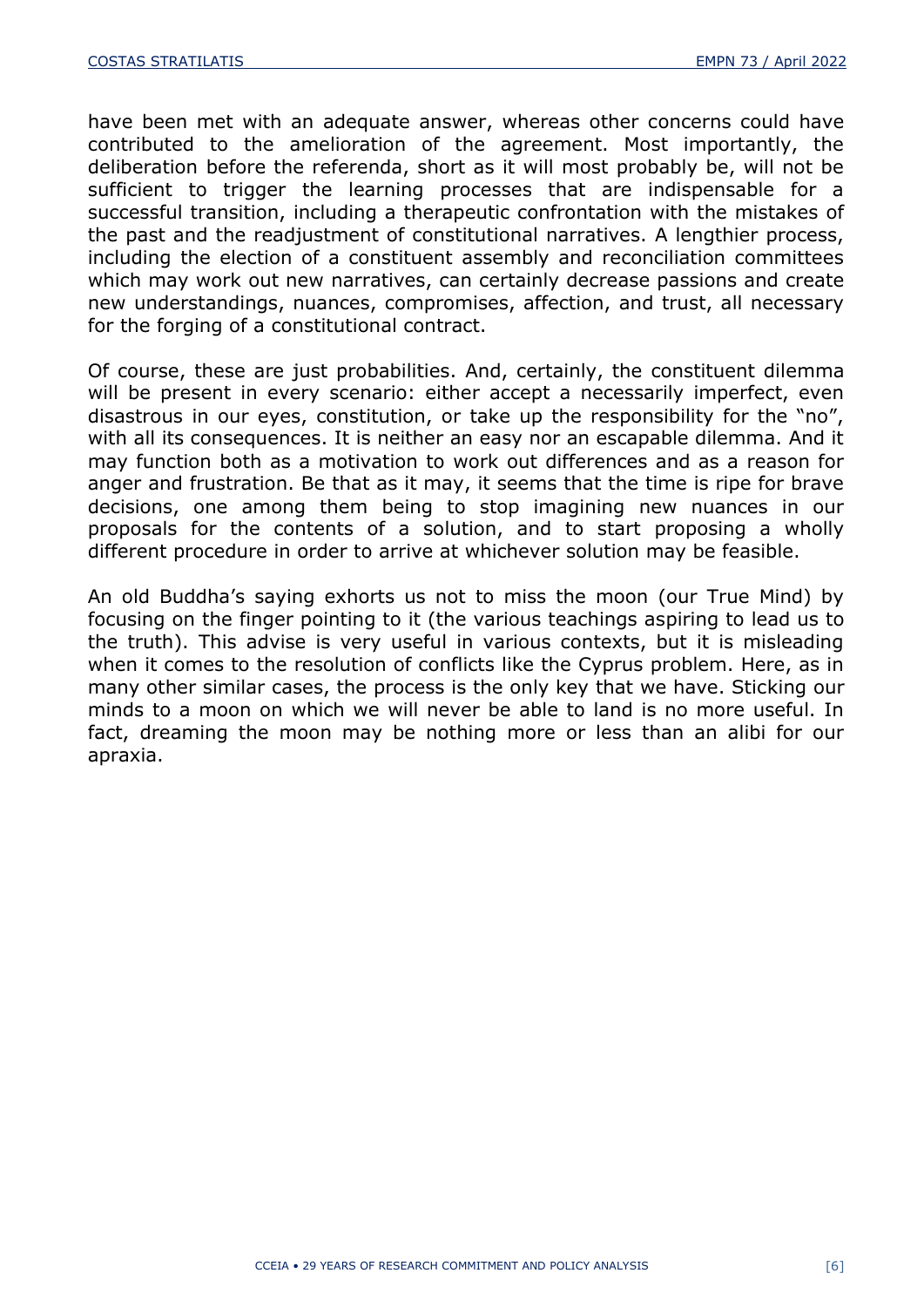have been met with an adequate answer, whereas other concerns could have contributed to the amelioration of the agreement. Most importantly, the deliberation before the referenda, short as it will most probably be, will not be sufficient to trigger the learning processes that are indispensable for a successful transition, including a therapeutic confrontation with the mistakes of the past and the readjustment of constitutional narratives. A lengthier process, including the election of a constituent assembly and reconciliation committees which may work out new narratives, can certainly decrease passions and create new understandings, nuances, compromises, affection, and trust, all necessary for the forging of a constitutional contract.

Of course, these are just probabilities. And, certainly, the constituent dilemma will be present in every scenario: either accept a necessarily imperfect, even disastrous in our eyes, constitution, or take up the responsibility for the "no", with all its consequences. It is neither an easy nor an escapable dilemma. And it may function both as a motivation to work out differences and as a reason for anger and frustration. Be that as it may, it seems that the time is ripe for brave decisions, one among them being to stop imagining new nuances in our proposals for the contents of a solution, and to start proposing a wholly different procedure in order to arrive at whichever solution may be feasible.

An old Buddha's saying exhorts us not to miss the moon (our True Mind) by focusing on the finger pointing to it (the various teachings aspiring to lead us to the truth). This advise is very useful in various contexts, but it is misleading when it comes to the resolution of conflicts like the Cyprus problem. Here, as in many other similar cases, the process is the only key that we have. Sticking our minds to a moon on which we will never be able to land is no more useful. In fact, dreaming the moon may be nothing more or less than an alibi for our apraxia.